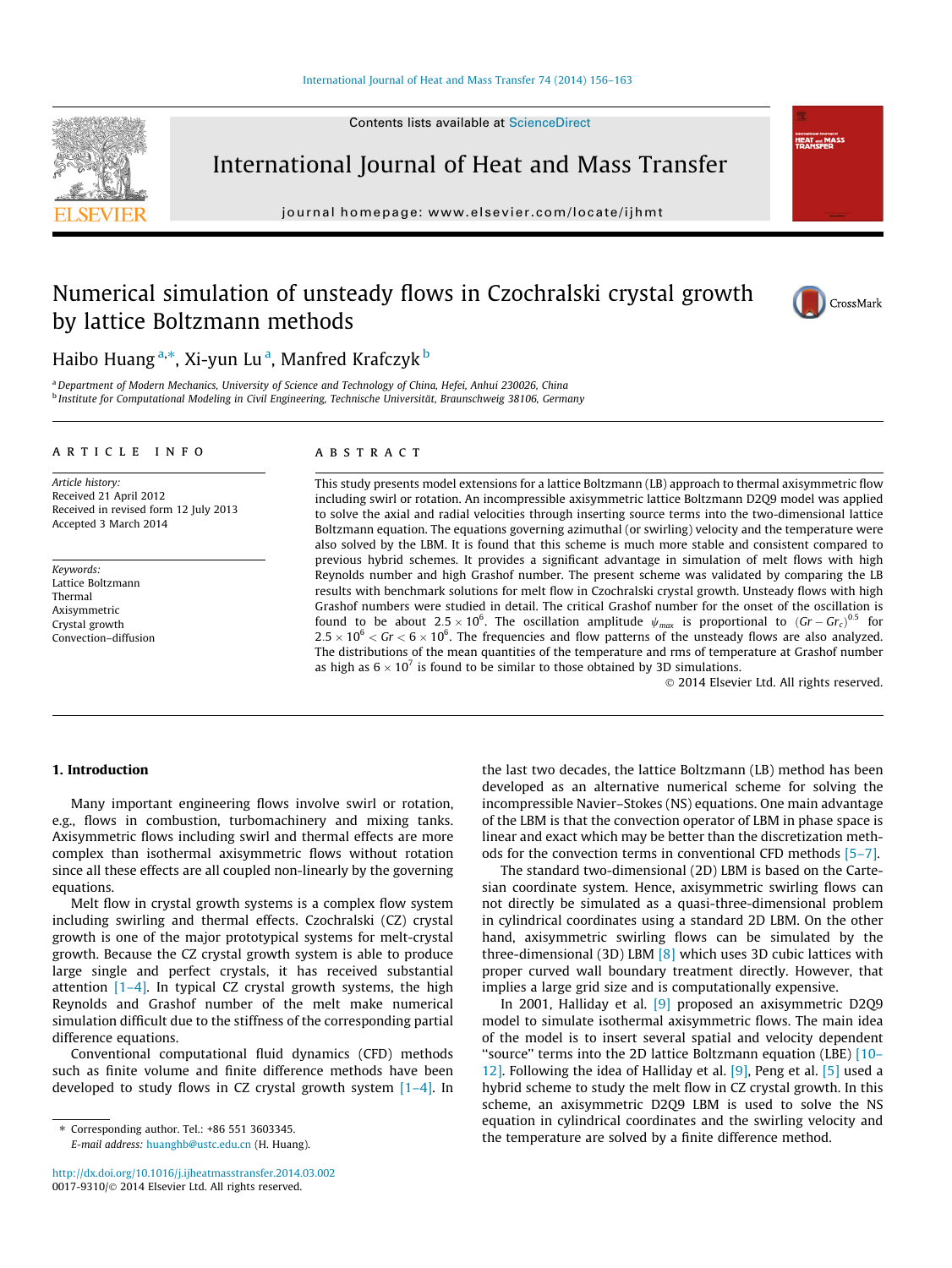# Numerical simulation of unsteady flows in Czochralski crystal growth by lattice Boltzmann methods

Haibo Huang [a,*], Xi-yun Lu [a], Manfred Krafczyk [b]

[a] Department of Modern Mechanics, University of Science and Technology of China, Hefei, Anhui 230026, China
[b] Institute for Computational Modeling in Civil Engineering, Technische Universität, Braunschweig 38106, Germany

## ARTICLE INFO

*Article history:*
Received 21 April 2012
Received in revised form 12 July 2013
Accepted 3 March 2014

*Keywords:*
Lattice Boltzmann
Thermal
Axisymmetric
Crystal growth
Convection–diffusion

## ABSTRACT

This study presents model extensions for a lattice Boltzmann (LB) approach to thermal axisymmetric flow including swirl or rotation. An incompressible axisymmetric lattice Boltzmann D2Q9 model was applied to solve the axial and radial velocities through inserting source terms into the two-dimensional lattice Boltzmann equation. The equations governing azimuthal (or swirling) velocity and the temperature were also solved by the LBM. It is found that this scheme is much more stable and consistent compared to previous hybrid schemes. It provides a significant advantage in simulation of melt flows with high Reynolds number and high Grashof number. The present scheme was validated by comparing the LB results with benchmark solutions for melt flow in Czochralski crystal growth. Unsteady flows with high Grashof numbers were studied in detail. The critical Grashof number for the onset of the oscillation is found to be about $2.5 \times 10^6$. The oscillation amplitude $\psi_{max}$ is proportional to $(Gr - Gr_c)^{0.5}$ for $2.5 \times 10^6 < Gr < 6 \times 10^6$. The frequencies and flow patterns of the unsteady flows are also analyzed. The distributions of the mean quantities of the temperature and rms of temperature at Grashof number as high as $6 \times 10^7$ is found to be similar to those obtained by 3D simulations.

© 2014 Elsevier Ltd. All rights reserved.

## 1. Introduction

Many important engineering flows involve swirl or rotation, e.g., flows in combustion, turbomachinery and mixing tanks. Axisymmetric flows including swirl and thermal effects are more complex than isothermal axisymmetric flows without rotation since all these effects are all coupled non-linearly by the governing equations.

Melt flow in crystal growth systems is a complex flow system including swirling and thermal effects. Czochralski (CZ) crystal growth is one of the major prototypical systems for melt-crystal growth. Because the CZ crystal growth system is able to produce large single and perfect crystals, it has received substantial attention [1–4]. In typical CZ crystal growth systems, the high Reynolds and Grashof number of the melt make numerical simulation difficult due to the stiffness of the corresponding partial difference equations.

Conventional computational fluid dynamics (CFD) methods such as finite volume and finite difference methods have been developed to study flows in CZ crystal growth system [1–4]. In the last two decades, the lattice Boltzmann (LB) method has been developed as an alternative numerical scheme for solving the incompressible Navier–Stokes (NS) equations. One main advantage of the LBM is that the convection operator of LBM in phase space is linear and exact which may be better than the discretization methods for the convection terms in conventional CFD methods [5–7].

The standard two-dimensional (2D) LBM is based on the Cartesian coordinate system. Hence, axisymmetric swirling flows can not directly be simulated as a quasi-three-dimensional problem in cylindrical coordinates using a standard 2D LBM. On the other hand, axisymmetric swirling flows can be simulated by the three-dimensional (3D) LBM [8] which uses 3D cubic lattices with proper curved wall boundary treatment directly. However, that implies a large grid size and is computationally expensive.

In 2001, Halliday et al. [9] proposed an axisymmetric D2Q9 model to simulate isothermal axisymmetric flows. The main idea of the model is to insert several spatial and velocity dependent "source" terms into the 2D lattice Boltzmann equation (LBE) [10–12]. Following the idea of Halliday et al. [9], Peng et al. [5] used a hybrid scheme to study the melt flow in CZ crystal growth. In this scheme, an axisymmetric D2Q9 LBM is used to solve the NS equation in cylindrical coordinates and the swirling velocity and the temperature are solved by a finite difference method.

* Corresponding author. Tel.: +86 551 3603345.
E-mail address: huanghb@ustc.edu.cn (H. Huang).

http://dx.doi.org/10.1016/j.ijheatmasstransfer.2014.03.002
0017-9310/© 2014 Elsevier Ltd. All rights reserved.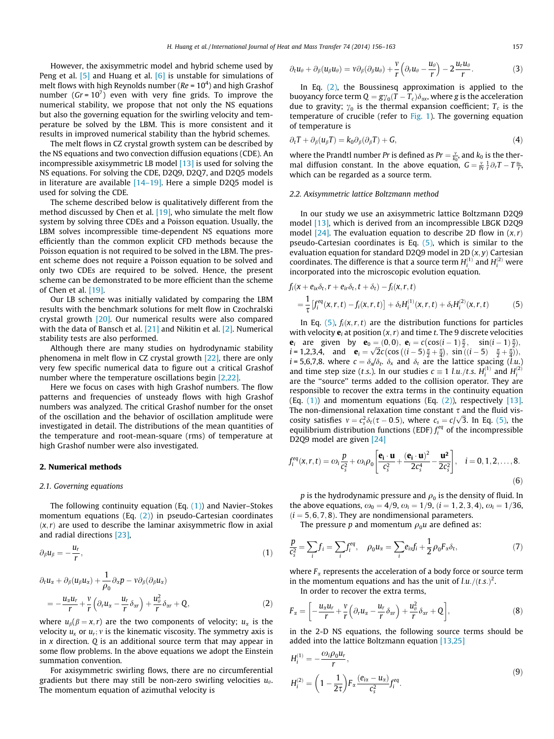However, the axisymmetric model and hybrid scheme used by Peng et al. [5] and Huang et al. [6] is unstable for simulations of melt flows with high Reynolds number ($Re = 10^4$) and high Grashof number ($Gr = 10^7$) even with very fine grids. To improve the numerical stability, we propose that not only the NS equations but also the governing equation for the swirling velocity and temperature be solved by the LBM. This is more consistent and it results in improved numerical stability than the hybrid schemes.

The melt flows in CZ crystal growth system can be described by the NS equations and two convection diffusion equations (CDE). An incompressible axisymmetric LB model [13] is used for solving the NS equations. For solving the CDE, D2Q9, D2Q7, and D2Q5 models in literature are available [14–19]. Here a simple D2Q5 model is used for solving the CDE.

The scheme described below is qualitatively different from the method discussed by Chen et al. [19], who simulate the melt flow system by solving three CDEs and a Poisson equation. Usually, the LBM solves incompressible time-dependent NS equations more efficiently than the common explicit CFD methods because the Poisson equation is not required to be solved in the LBM. The present scheme does not require a Poisson equation to be solved and only two CDEs are required to be solved. Hence, the present scheme can be demonstrated to be more efficient than the scheme of Chen et al. [19].

Our LB scheme was initially validated by comparing the LBM results with the benchmark solutions for melt flow in Czochralski crystal growth [20]. Our numerical results were also compared with the data of Bansch et al. [21] and Nikitin et al. [2]. Numerical stability tests are also performed.

Although there are many studies on hydrodynamic stability phenomena in melt flow in CZ crystal growth [22], there are only very few specific numerical data to figure out a critical Grashof number where the temperature oscillations begin [2,22].

Here we focus on cases with high Grashof numbers. The flow patterns and frequencies of unsteady flows with high Grashof numbers was analyzed. The critical Grashof number for the onset of the oscillation and the behavior of oscillation amplitude were investigated in detail. The distributions of the mean quantities of the temperature and root-mean-square (rms) of temperature at high Grashof number were also investigated.

## 2. Numerical methods

### 2.1. Governing equations

The following continuity equation (Eq. (1)) and Navier–Stokes momentum equations (Eq. (2)) in pseudo-Cartesian coordinates $(x, r)$ are used to describe the laminar axisymmetric flow in axial and radial directions [23],

$$\partial_\beta u_\beta = -\frac{u_r}{r}, \tag{1}$$

$$\partial_t u_\alpha + \partial_\beta(u_\beta u_\alpha) + \frac{1}{\rho_0}\partial_\alpha p - \nu\partial_\beta(\partial_\beta u_\alpha) = -\frac{u_\alpha u_r}{r} + \frac{\nu}{r}\left(\partial_r u_\alpha - \frac{u_r}{r}\delta_{\alpha r}\right) + \frac{u_\theta^2}{r}\delta_{\alpha r} + Q, \tag{2}$$

where $u_\beta(\beta = x, r)$ are the two components of velocity; $u_\alpha$ is the velocity $u_x$ or $u_r$; $\nu$ is the kinematic viscosity. The symmetry axis is in $x$ direction. $Q$ is an additional source term that may appear in some flow problems. In the above equations we adopt the Einstein summation convention.

For axisymmetric swirling flows, there are no circumferential gradients but there may still be non-zero swirling velocities $u_\theta$. The momentum equation of azimuthal velocity is

$$\partial_t u_\theta + \partial_\beta(u_\beta u_\theta) = \nu\partial_\beta(\partial_\beta u_\theta) + \frac{\nu}{r}\left(\partial_r u_\theta - \frac{u_\theta}{r}\right) - 2\frac{u_r u_\theta}{r}. \tag{3}$$

In Eq. (2), the Boussinesq approximation is applied to the buoyancy force term $Q = g\gamma_0(T - T_c)\delta_{\alpha x}$, where $g$ is the acceleration due to gravity; $\gamma_0$ is the thermal expansion coefficient; $T_c$ is the temperature of crucible (refer to Fig. 1). The governing equation of temperature is

$$\partial_t T + \partial_\beta(u_\beta T) = k_0\partial_\beta(\partial_\beta T) + G, \tag{4}$$

where the Prandtl number $Pr$ is defined as $Pr = \frac{\nu}{k_0}$, and $k_0$ is the thermal diffusion constant. In the above equation, $G = \frac{\nu}{Pr}\frac{1}{r}\partial_r T - T\frac{u_r}{r}$, which can be regarded as a source term.

### 2.2. Axisymmetric lattice Boltzmann method

In our study we use an axisymmetric lattice Boltzmann D2Q9 model [13], which is derived from an incompressible LBGK D2Q9 model [24]. The evaluation equation to describe 2D flow in $(x, r)$ pseudo-Cartesian coordinates is Eq. (5), which is similar to the evaluation equation for standard D2Q9 model in 2D $(x, y)$ Cartesian coordinates. The difference is that a source term $H_i^{(1)}$ and $H_i^{(2)}$ were incorporated into the microscopic evolution equation.

$$f_i(x + e_{ix}\delta_t, r + e_{ir}\delta_t, t + \delta_t) - f_i(x, r, t) = \frac{1}{\tau}\left[f_i^{eq}(x, r, t) - f_i(x, r, t)\right] + \delta_t H_i^{(1)}(x, r, t) + \delta_t H_i^{(2)}(x, r, t) \tag{5}$$

In Eq. (5), $f_i(x, r, t)$ are the distribution functions for particles with velocity $\mathbf{e}_i$ at position $(x, r)$ and time $t$. The 9 discrete velocities $\mathbf{e}_i$ are given by $\mathbf{e}_0 = (0, 0)$, $\mathbf{e}_i = c(\cos(i-1)\frac{\pi}{2}, \ \sin(i-1)\frac{\pi}{2})$, $i = 1,2,3,4$, and $\mathbf{e}_i = \sqrt{2}c(\cos((i-5)\frac{\pi}{2} + \frac{\pi}{4}), \ \sin((i-5)\frac{\pi}{2} + \frac{\pi}{4}))$, $i = 5,6,7,8$. where $c = \delta_x/\delta_t$. $\delta_x$ and $\delta_t$ are the lattice spacing (*l.u.*) and time step size (*t.s.*). In our studies $c \equiv 1$ *l.u./t.s.* $H_i^{(1)}$ and $H_i^{(2)}$ are the "source" terms added to the collision operator. They are responsible to recover the extra terms in the continuity equation (Eq. (1)) and momentum equations (Eq. (2)), respectively [13]. The non-dimensional relaxation time constant $\tau$ and the fluid viscosity satisfies $\nu = c_s^2\delta_t(\tau - 0.5)$, where $c_s = c/\sqrt{3}$. In Eq. (5), the equilibrium distribution functions (EDF) $f_i^{eq}$ of the incompressible D2Q9 model are given [24]

$$f_i^{eq}(x, r, t) = \omega_i\frac{p}{c_s^2} + \omega_i\rho_0\left[\frac{\mathbf{e_i}\cdot\mathbf{u}}{c_s^2} + \frac{(\mathbf{e_i}\cdot\mathbf{u})^2}{2c_s^4} - \frac{\mathbf{u}^2}{2c_s^2}\right], \quad i = 0, 1, 2, \ldots, 8. \tag{6}$$

$p$ is the hydrodynamic pressure and $\rho_0$ is the density of fluid. In the above equations, $\omega_0 = 4/9$, $\omega_i = 1/9$, $(i = 1, 2, 3, 4)$, $\omega_i = 1/36$, $(i = 5, 6, 7, 8)$. They are nondimensional parameters.

The pressure $p$ and momentum $\rho_0 u$ are defined as:

$$\frac{p}{c_s^2} = \sum_i f_i = \sum_i f_i^{eq}, \quad \rho_0 u_\alpha = \sum_i e_{i\alpha}f_i + \frac{1}{2}\rho_0 F_\alpha\delta_t, \tag{7}$$

where $F_\alpha$ represents the acceleration of a body force or source term in the momentum equations and has the unit of *l.u.*/(*t.s.*)$^2$.

In order to recover the extra terms,

$$F_\alpha = \left[-\frac{u_\alpha u_r}{r} + \frac{\nu}{r}\left(\partial_r u_\alpha - \frac{u_r}{r}\delta_{\alpha r}\right) + \frac{u_\theta^2}{r}\delta_{\alpha r} + Q\right], \tag{8}$$

in the 2-D NS equations, the following source terms should be added into the lattice Boltzmann equation [13,25]

$$H_i^{(1)} = -\frac{\omega_i\rho_0 u_r}{r}, \qquad H_i^{(2)} = \left(1 - \frac{1}{2\tau}\right)F_\alpha\frac{(e_{i\alpha} - u_\alpha)}{c_s^2}f_i^{eq}. \tag{9}$$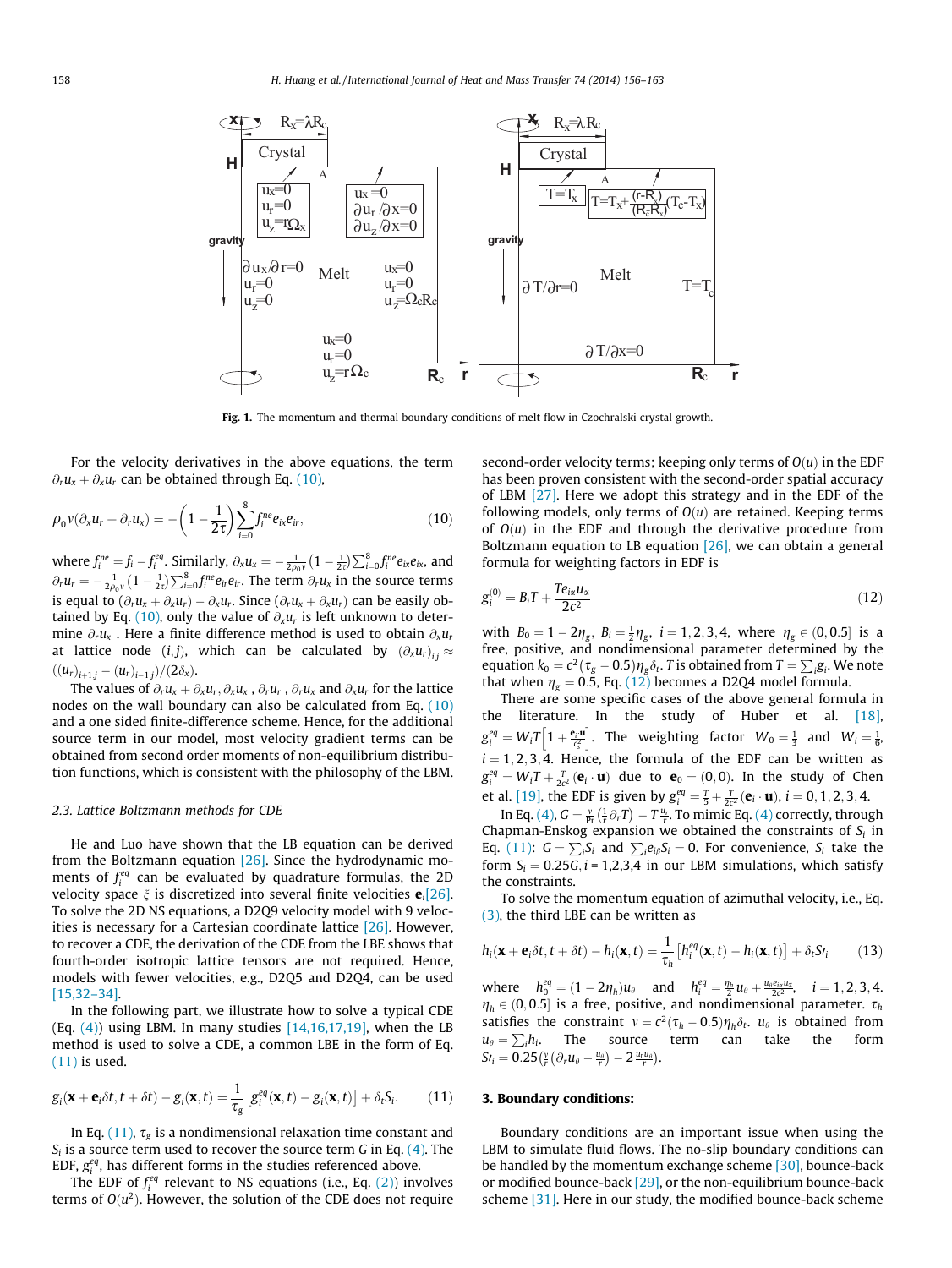Fig. 1. The momentum and thermal boundary conditions of melt flow in Czochralski crystal growth.

For the velocity derivatives in the above equations, the term $\partial_r u_x + \partial_x u_r$ can be obtained through Eq. (10),

$$\rho_0 \nu(\partial_x u_r + \partial_r u_x) = -\left(1 - \frac{1}{2\tau}\right)\sum_{i=0}^{8} f_i^{ne} e_{ix} e_{ir}, \tag{10}$$

where $f_i^{ne} = f_i - f_i^{eq}$. Similarly, $\partial_x u_x = -\frac{1}{2\rho_0 \nu}(1 - \frac{1}{2\tau})\sum_{i=0}^{8} f_i^{ne} e_{ix} e_{ix}$, and $\partial_r u_r = -\frac{1}{2\rho_0 \nu}(1 - \frac{1}{2\tau})\sum_{i=0}^{8} f_i^{ne} e_{ir} e_{ir}$. The term $\partial_r u_x$ in the source terms is equal to $(\partial_r u_x + \partial_x u_r) - \partial_x u_r$. Since $(\partial_r u_x + \partial_x u_r)$ can be easily obtained by Eq. (10), only the value of $\partial_x u_r$ is left unknown to determine $\partial_r u_x$. Here a finite difference method is used to obtain $\partial_x u_r$ at lattice node $(i,j)$, which can be calculated by $(\partial_x u_r)_{i,j} \approx ((u_r)_{i+1,j} - (u_r)_{i-1,j})/(2\delta_x)$.

The values of $\partial_r u_x + \partial_x u_r, \partial_x u_x, \partial_r u_r, \partial_r u_x$ and $\partial_x u_r$ for the lattice nodes on the wall boundary can also be calculated from Eq. (10) and a one sided finite-difference scheme. Hence, for the additional source term in our model, most velocity gradient terms can be obtained from second order moments of non-equilibrium distribution functions, which is consistent with the philosophy of the LBM.

### 2.3. Lattice Boltzmann methods for CDE

He and Luo have shown that the LB equation can be derived from the Boltzmann equation [26]. Since the hydrodynamic moments of $f_i^{eq}$ can be evaluated by quadrature formulas, the 2D velocity space $\xi$ is discretized into several finite velocities $\mathbf{e}_i$[26]. To solve the 2D NS equations, a D2Q9 velocity model with 9 velocities is necessary for a Cartesian coordinate lattice [26]. However, to recover a CDE, the derivation of the CDE from the LBE shows that fourth-order isotropic lattice tensors are not required. Hence, models with fewer velocities, e.g., D2Q5 and D2Q4, can be used [15,32–34].

In the following part, we illustrate how to solve a typical CDE (Eq. (4)) using LBM. In many studies [14,16,17,19], when the LB method is used to solve a CDE, a common LBE in the form of Eq. (11) is used.

$$g_i(\mathbf{x} + \mathbf{e}_i\delta t, t + \delta t) - g_i(\mathbf{x}, t) = \frac{1}{\tau_g}\left[g_i^{eq}(\mathbf{x}, t) - g_i(\mathbf{x}, t)\right] + \delta_t S_i. \tag{11}$$

In Eq. (11), $\tau_g$ is a nondimensional relaxation time constant and $S_i$ is a source term used to recover the source term $G$ in Eq. (4). The EDF, $g_i^{eq}$, has different forms in the studies referenced above.

The EDF of $f_i^{eq}$ relevant to NS equations (i.e., Eq. (2)) involves terms of $O(u^2)$. However, the solution of the CDE does not require second-order velocity terms; keeping only terms of $O(u)$ in the EDF has been proven consistent with the second-order spatial accuracy of LBM [27]. Here we adopt this strategy and in the EDF of the following models, only terms of $O(u)$ are retained. Keeping terms of $O(u)$ in the EDF and through the derivative procedure from Boltzmann equation to LB equation [26], we can obtain a general formula for weighting factors in EDF is

$$g_i^{(0)} = B_i T + \frac{T e_{i\alpha} u_\alpha}{2c^2} \tag{12}$$

with $B_0 = 1 - 2\eta_g$, $B_i = \frac{1}{2}\eta_g$, $i = 1,2,3,4$, where $\eta_g \in (0, 0.5]$ is a free, positive, and nondimensional parameter determined by the equation $k_0 = c^2(\tau_g - 0.5)\eta_g \delta_t$. $T$ is obtained from $T = \sum_i g_i$. We note that when $\eta_g = 0.5$, Eq. (12) becomes a D2Q4 model formula.

There are some specific cases of the above general formula in the literature. In the study of Huber et al. [18], $g_i^{eq} = W_i T\left[1 + \frac{\mathbf{e}_i \cdot \mathbf{u}}{c_s^2}\right]$. The weighting factor $W_0 = \frac{1}{3}$ and $W_i = \frac{1}{6}$, $i = 1,2,3,4$. Hence, the formula of the EDF can be written as $g_i^{eq} = W_i T + \frac{T}{2c^2}(\mathbf{e}_i \cdot \mathbf{u})$ due to $\mathbf{e}_0 = (0,0)$. In the study of Chen et al. [19], the EDF is given by $g_i^{eq} = \frac{T}{5} + \frac{T}{2c^2}(\mathbf{e}_i \cdot \mathbf{u})$, $i = 0,1,2,3,4$.

In Eq. (4), $G = \frac{\nu}{Pr}\left(\frac{1}{r}\partial_r T\right) - T\frac{u_r}{r}$. To mimic Eq. (4) correctly, through Chapman-Enskog expansion we obtained the constraints of $S_i$ in Eq. (11): $G = \sum_i S_i$ and $\sum_i e_{i\beta} S_i = 0$. For convenience, $S_i$ take the form $S_i = 0.25G, i = 1,2,3,4$ in our LBM simulations, which satisfy the constraints.

To solve the momentum equation of azimuthal velocity, i.e., Eq. (3), the third LBE can be written as

$$h_i(\mathbf{x} + \mathbf{e}_i\delta t, t + \delta t) - h_i(\mathbf{x}, t) = \frac{1}{\tau_h}\left[h_i^{eq}(\mathbf{x}, t) - h_i(\mathbf{x}, t)\right] + \delta_t S\prime_i \tag{13}$$

where $h_0^{eq} = (1 - 2\eta_h)u_\theta$ and $h_i^{eq} = \frac{\eta_h}{2}u_\theta + \frac{u_\theta e_{ix} u_x}{2c^2}$, $i = 1,2,3,4$. $\eta_h \in (0, 0.5]$ is a free, positive, and nondimensional parameter. $\tau_h$ satisfies the constraint $\nu = c^2(\tau_h - 0.5)\eta_h \delta_t$. $u_\theta$ is obtained from $u_\theta = \sum_i h_i$. The source term can take the form $S\prime_i = 0.25\left(\frac{\nu}{r}\left(\partial_r u_\theta - \frac{u_\theta}{r}\right) - 2\frac{u_r u_\theta}{r}\right)$.

## 3. Boundary conditions:

Boundary conditions are an important issue when using the LBM to simulate fluid flows. The no-slip boundary conditions can be handled by the momentum exchange scheme [30], bounce-back or modified bounce-back [29], or the non-equilibrium bounce-back scheme [31]. Here in our study, the modified bounce-back scheme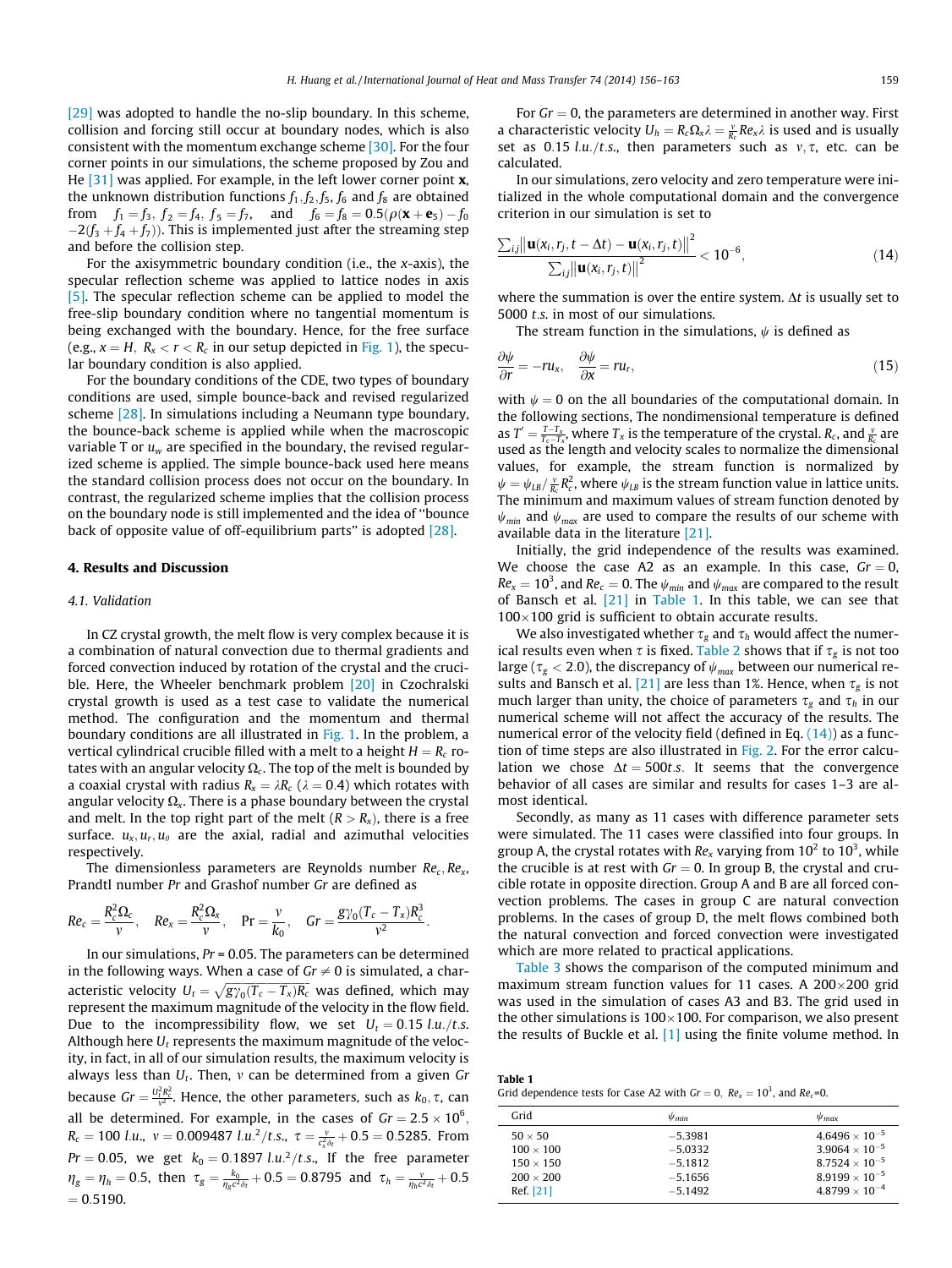[29] was adopted to handle the no-slip boundary. In this scheme, collision and forcing still occur at boundary nodes, which is also consistent with the momentum exchange scheme [30]. For the four corner points in our simulations, the scheme proposed by Zou and He [31] was applied. For example, in the left lower corner point $\mathbf{x}$, the unknown distribution functions $f_1, f_2, f_5, f_6$ and $f_8$ are obtained from $f_1 = f_3,\ f_2 = f_4,\ f_5 = f_7$, and $f_6 = f_8 = 0.5(\rho(\mathbf{x}+\mathbf{e}_5) - f_0 - 2(f_3 + f_4 + f_7))$. This is implemented just after the streaming step and before the collision step.

For the axisymmetric boundary condition (i.e., the $x$-axis), the specular reflection scheme was applied to lattice nodes in axis [5]. The specular reflection scheme can be applied to model the free-slip boundary condition where no tangential momentum is being exchanged with the boundary. Hence, for the free surface (e.g., $x = H,\ R_x < r < R_c$ in our setup depicted in Fig. 1), the specular boundary condition is also applied.

For the boundary conditions of the CDE, two types of boundary conditions are used, simple bounce-back and revised regularized scheme [28]. In simulations including a Neumann type boundary, the simple bounce-back scheme is applied while when the macroscopic variable T or $u_w$ are specified in the boundary, the revised regularized scheme is applied. The simple bounce-back used here means the standard collision process does not occur on the boundary. In contrast, the regularized scheme implies that the collision process on the boundary node is still implemented and the idea of "bounce back of opposite value of off-equilibrium parts" is adopted [28].

## 4. Results and Discussion

### 4.1. Validation

In CZ crystal growth, the melt flow is very complex because it is a combination of natural convection due to thermal gradients and forced convection induced by rotation of the crystal and the crucible. Here, the Wheeler benchmark problem [20] in Czochralski crystal growth is used as a test case to validate the numerical method. The configuration and the momentum and thermal boundary conditions are all illustrated in Fig. 1. In the problem, a vertical cylindrical crucible filled with a melt to a height $H = R_c$ rotates with an angular velocity $\Omega_c$. The top of the melt is bounded by a coaxial crystal with radius $R_x = \lambda R_c$ ($\lambda = 0.4$) which rotates with angular velocity $\Omega_x$. There is a phase boundary between the crystal and melt. In the top right part of the melt ($R > R_x$), there is a free surface. $u_x, u_r, u_\theta$ are the axial, radial and azimuthal velocities respectively.

The dimensionless parameters are Reynolds number $Re_c, Re_x$, Prandtl number $Pr$ and Grashof number $Gr$ are defined as

$$Re_c = \frac{R_c^2\Omega_c}{\nu}, \quad Re_x = \frac{R_c^2\Omega_x}{\nu}, \quad \Pr = \frac{\nu}{k_0}, \quad Gr = \frac{g\gamma_0(T_c - T_x)R_c^3}{\nu^2}.$$

In our simulations, $Pr = 0.05$. The parameters can be determined in the following ways. When a case of $Gr \neq 0$ is simulated, a characteristic velocity $U_t = \sqrt{g\gamma_0(T_c - T_x)R_c}$ was defined, which may represent the maximum magnitude of the velocity in the flow field. Due to the incompressibility flow, we set $U_t = 0.15$ $l.u./t.s.$ Although here $U_t$ represents the maximum magnitude of the velocity, in fact, in all of our simulation results, the maximum velocity is always less than $U_t$. Then, $\nu$ can be determined from a given $Gr$ because $Gr = \frac{U_t^2 R_c^2}{\nu^2}$. Hence, the other parameters, such as $k_0, \tau$, can all be determined. For example, in the cases of $Gr = 2.5 \times 10^6$, $R_c = 100$ $l.u.$, $\nu = 0.009487$ $l.u.^2/t.s.$, $\tau = \frac{\nu}{c_s^2 \delta_t} + 0.5 = 0.5285$. From $Pr = 0.05$, we get $k_0 = 0.1897$ $l.u.^2/t.s.$, If the free parameter $\eta_g = \eta_h = 0.5$, then $\tau_g = \frac{k_0}{\eta_g c^2 \delta_t} + 0.5 = 0.8795$ and $\tau_h = \frac{\nu}{\eta_h c^2 \delta_t} + 0.5 = 0.5190$.

For $Gr = 0$, the parameters are determined in another way. First a characteristic velocity $U_h = R_c\Omega_x\lambda = \frac{\nu}{R_c}Re_x\lambda$ is used and is usually set as 0.15 $l.u./t.s.$, then parameters such as $\nu, \tau$, etc. can be calculated.

In our simulations, zero velocity and zero temperature were initialized in the whole computational domain and the convergence criterion in our simulation is set to

$$\frac{\sum_{i,j}\left\|\mathbf{u}(x_i, r_j, t - \Delta t) - \mathbf{u}(x_i, r_j, t)\right\|^2}{\sum_{i,j}\left\|\mathbf{u}(x_i, r_j, t)\right\|^2} < 10^{-6}, \tag{14}$$

where the summation is over the entire system. $\Delta t$ is usually set to 5000 $t.s.$ in most of our simulations.

The stream function in the simulations, $\psi$ is defined as

$$\frac{\partial \psi}{\partial r} = -ru_x, \quad \frac{\partial \psi}{\partial x} = ru_r, \tag{15}$$

with $\psi = 0$ on the all boundaries of the computational domain. In the following sections, The nondimensional temperature is defined as $T' = \frac{T - T_x}{T_c - T_x}$, where $T_x$ is the temperature of the crystal. $R_c$, and $\frac{\nu}{R_c}$ are used as the length and velocity scales to normalize the dimensional values, for example, the stream function is normalized by $\psi = \psi_{LB}/\frac{\nu}{R_c}R_c^2$, where $\psi_{LB}$ is the stream function value in lattice units. The minimum and maximum values of stream function denoted by $\psi_{min}$ and $\psi_{max}$ are used to compare the results of our scheme with available data in the literature [21].

Initially, the grid independence of the results was examined. We choose the case A2 as an example. In this case, $Gr = 0$, $Re_x = 10^3$, and $Re_c = 0$. The $\psi_{min}$ and $\psi_{max}$ are compared to the result of Bansch et al. [21] in Table 1. In this table, we can see that 100×100 grid is sufficient to obtain accurate results.

We also investigated whether $\tau_g$ and $\tau_h$ would affect the numerical results even when $\tau$ is fixed. Table 2 shows that if $\tau_g$ is not too large ($\tau_g < 2.0$), the discrepancy of $\psi_{max}$ between our numerical results and Bansch et al. [21] are less than 1%. Hence, when $\tau_g$ is not much larger than unity, the choice of parameters $\tau_g$ and $\tau_h$ in our numerical scheme will not affect the accuracy of the results. The numerical error of the velocity field (defined in Eq. (14)) as a function of time steps are also illustrated in Fig. 2. For the error calculation we chose $\Delta t = 500t.s.$ It seems that the convergence behavior of all cases are similar and results for cases 1–3 are almost identical.

Secondly, as many as 11 cases with difference parameter sets were simulated. The 11 cases were classified into four groups. In group A, the crystal rotates with $Re_x$ varying from $10^2$ to $10^3$, while the crucible is at rest with $Gr = 0$. In group B, the crystal and crucible rotate in opposite direction. Group A and B are all forced convection problems. The cases in group C are natural convection problems. In the cases of group D, the melt flows combined both the natural convection and forced convection were investigated which are more related to practical applications.

Table 3 shows the comparison of the computed minimum and maximum stream function values for 11 cases. A 200×200 grid was used in the simulation of cases A3 and B3. The grid used in the other simulations is 100×100. For comparison, we also present the results of Buckle et al. [1] using the finite volume method. In

**Table 1**
Grid dependence tests for Case A2 with $Gr = 0$, $Re_x = 10^3$, and $Re_c$=0.

| Grid | $\psi_{min}$ | $\psi_{max}$ |
|---|---|---|
| 50 × 50 | −5.3981 | $4.6496 \times 10^{-5}$ |
| 100 × 100 | −5.0332 | $3.9064 \times 10^{-5}$ |
| 150 × 150 | −5.1812 | $8.7524 \times 10^{-5}$ |
| 200 × 200 | −5.1656 | $8.9199 \times 10^{-5}$ |
| Ref. [21] | −5.1492 | $4.8799 \times 10^{-4}$ |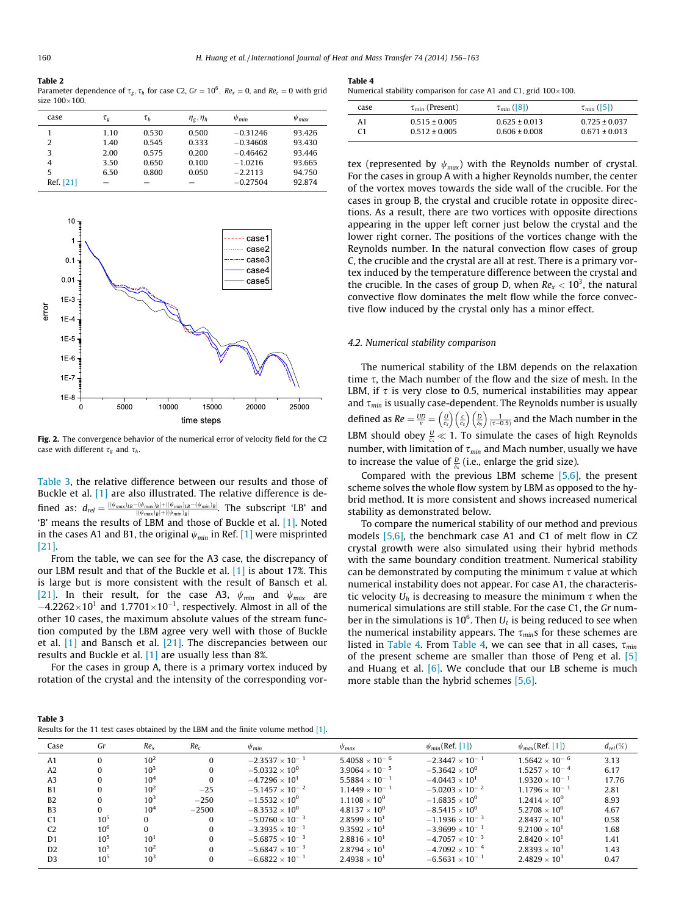**Table 2**
Parameter dependence of $\tau_g, \tau_h$ for case C2, $Gr = 10^6$, $Re_x = 0$, and $Re_c = 0$ with grid size $100 \times 100$.

| case | $\tau_g$ | $\tau_h$ | $\eta_g, \eta_h$ | $\psi_{min}$ | $\psi_{max}$ |
|---|---|---|---|---|---|
| 1 | 1.10 | 0.530 | 0.500 | −0.31246 | 93.426 |
| 2 | 1.40 | 0.545 | 0.333 | −0.34608 | 93.430 |
| 3 | 2.00 | 0.575 | 0.200 | −0.46462 | 93.446 |
| 4 | 3.50 | 0.650 | 0.100 | −1.0216 | 93.665 |
| 5 | 6.50 | 0.800 | 0.050 | −2.2113 | 94.750 |
| Ref. [21] | – | – | – | −0.27504 | 92.874 |

**Fig. 2.** The convergence behavior of the numerical error of velocity field for the C2 case with different $\tau_g$ and $\tau_h$.

Table 3, the relative difference between our results and those of Buckle et al. [1] are also illustrated. The relative difference is defined as: $d_{rel} = \frac{|(\psi_{max})_{LB} - (\psi_{max})_B| + |(\psi_{min})_{LB} - (\psi_{min})_B|}{|(\psi_{max})_B| + |(\psi_{min})_B|}$. The subscript 'LB' and 'B' means the results of LBM and those of Buckle et al. [1]. Noted in the cases A1 and B1, the original $\psi_{min}$ in Ref. [1] were misprinted [21].

From the table, we can see for the A3 case, the discrepancy of our LBM result and that of the Buckle et al. [1] is about 17%. This is large but is more consistent with the result of Bansch et al. [21]. In their result, for the case A3, $\psi_{min}$ and $\psi_{max}$ are $-4.2262 \times 10^1$ and $1.7701 \times 10^{-1}$, respectively. Almost in all of the other 10 cases, the maximum absolute values of the stream function computed by the LBM agree very well with those of Buckle et al. [1] and Bansch et al. [21]. The discrepancies between our results and Buckle et al. [1] are usually less than 8%.

For the cases in group A, there is a primary vortex induced by rotation of the crystal and the intensity of the corresponding vortex (represented by $\psi_{max}$) with the Reynolds number of crystal. For the cases in group A with a higher Reynolds number, the center of the vortex moves towards the side wall of the crucible. For the cases in group B, the crystal and crucible rotate in opposite directions. As a result, there are two vortices with opposite directions appearing in the upper left corner just below the crystal and the lower right corner. The positions of the vortices change with the Reynolds number. In the natural convection flow cases of group C, the crucible and the crystal are all at rest. There is a primary vortex induced by the temperature difference between the crystal and the crucible. In the cases of group D, when $Re_x < 10^3$, the natural convective flow dominates the melt flow while the force convective flow induced by the crystal only has a minor effect.

**Table 4**
Numerical stability comparison for case A1 and C1, grid $100 \times 100$.

| case | $\tau_{min}$ (Present) | $\tau_{min}$ ([8]) | $\tau_{min}$ ([5]) |
|---|---|---|---|
| A1 | 0.515 ± 0.005 | 0.625 ± 0.013 | 0.725 ± 0.037 |
| C1 | 0.512 ± 0.005 | 0.606 ± 0.008 | 0.671 ± 0.013 |

### 4.2. Numerical stability comparison

The numerical stability of the LBM depends on the relaxation time $\tau$, the Mach number of the flow and the size of mesh. In the LBM, if $\tau$ is very close to 0.5, numerical instabilities may appear and $\tau_{min}$ is usually case-dependent. The Reynolds number is usually defined as $Re = \frac{UD}{\nu} = \left(\frac{U}{c_s}\right)\left(\frac{c}{c_s}\right)\left(\frac{D}{\delta_x}\right)\frac{1}{(\tau - 0.5)}$ and the Mach number in the LBM should obey $\frac{U}{c_s} \ll 1$. To simulate the cases of high Reynolds number, with limitation of $\tau_{min}$ and Mach number, usually we have to increase the value of $\frac{D}{\delta_x}$ (i.e., enlarge the grid size).

Compared with the previous LBM scheme [5,6], the present scheme solves the whole flow system by LBM as opposed to the hybrid method. It is more consistent and shows increased numerical stability as demonstrated below.

To compare the numerical stability of our method and previous models [5,6], the benchmark case A1 and C1 of melt flow in CZ crystal growth were also simulated using their hybrid methods with the same boundary condition treatment. Numerical stability can be demonstrated by computing the minimum $\tau$ value at which numerical instability does not appear. For case A1, the characteristic velocity $U_h$ is decreasing to measure the minimum $\tau$ when the numerical simulations are still stable. For the case C1, the $Gr$ number in the simulations is $10^6$. Then $U_t$ is being reduced to see when the numerical instability appears. The $\tau_{min}$s for these schemes are listed in Table 4. From Table 4, we can see that in all cases, $\tau_{min}$ of the present scheme are smaller than those of Peng et al. [5] and Huang et al. [6]. We conclude that our LB scheme is much more stable than the hybrid schemes [5,6].

**Table 3**
Results for the 11 test cases obtained by the LBM and the finite volume method [1].

| Case | $Gr$ | $Re_x$ | $Re_c$ | $\psi_{min}$ | $\psi_{max}$ | $\psi_{min}$(Ref. [1]) | $\psi_{max}$(Ref. [1]) | $d_{rel}$(%) |
|---|---|---|---|---|---|---|---|---|
| A1 | 0 | $10^2$ | 0 | $-2.3537 \times 10^{-1}$ | $5.4058 \times 10^{-6}$ | $-2.3447 \times 10^{-1}$ | $1.5642 \times 10^{-6}$ | 3.13 |
| A2 | 0 | $10^3$ | 0 | $-5.0332 \times 10^{0}$ | $3.9064 \times 10^{-5}$ | $-5.3642 \times 10^{0}$ | $1.5257 \times 10^{-4}$ | 6.17 |
| A3 | 0 | $10^4$ | 0 | $-4.7296 \times 10^{1}$ | $5.5884 \times 10^{-1}$ | $-4.0443 \times 10^{1}$ | $1.9320 \times 10^{-1}$ | 17.76 |
| B1 | 0 | $10^2$ | −25 | $-5.1457 \times 10^{-2}$ | $1.1449 \times 10^{-1}$ | $-5.0203 \times 10^{-2}$ | $1.1796 \times 10^{-1}$ | 2.81 |
| B2 | 0 | $10^3$ | −250 | $-1.5532 \times 10^{0}$ | $1.1108 \times 10^{0}$ | $-1.6835 \times 10^{0}$ | $1.2414 \times 10^{0}$ | 8.93 |
| B3 | 0 | $10^4$ | −2500 | $-8.3532 \times 10^{0}$ | $4.8137 \times 10^{0}$ | $-8.5415 \times 10^{0}$ | $5.2708 \times 10^{0}$ | 4.67 |
| C1 | $10^5$ | 0 | 0 | $-5.0760 \times 10^{-3}$ | $2.8599 \times 10^{1}$ | $-1.1936 \times 10^{-3}$ | $2.8437 \times 10^{1}$ | 0.58 |
| C2 | $10^6$ | 0 | 0 | $-3.3935 \times 10^{-1}$ | $9.3592 \times 10^{1}$ | $-3.9699 \times 10^{-1}$ | $9.2100 \times 10^{1}$ | 1.68 |
| D1 | $10^5$ | $10^1$ | 0 | $-5.6875 \times 10^{-3}$ | $2.8816 \times 10^{1}$ | $-4.7057 \times 10^{-3}$ | $2.8420 \times 10^{1}$ | 1.41 |
| D2 | $10^5$ | $10^2$ | 0 | $-5.6847 \times 10^{-3}$ | $2.8794 \times 10^{1}$ | $-4.7092 \times 10^{-4}$ | $2.8393 \times 10^{1}$ | 1.43 |
| D3 | $10^5$ | $10^3$ | 0 | $-6.6822 \times 10^{-1}$ | $2.4938 \times 10^{1}$ | $-6.5631 \times 10^{-1}$ | $2.4829 \times 10^{1}$ | 0.47 |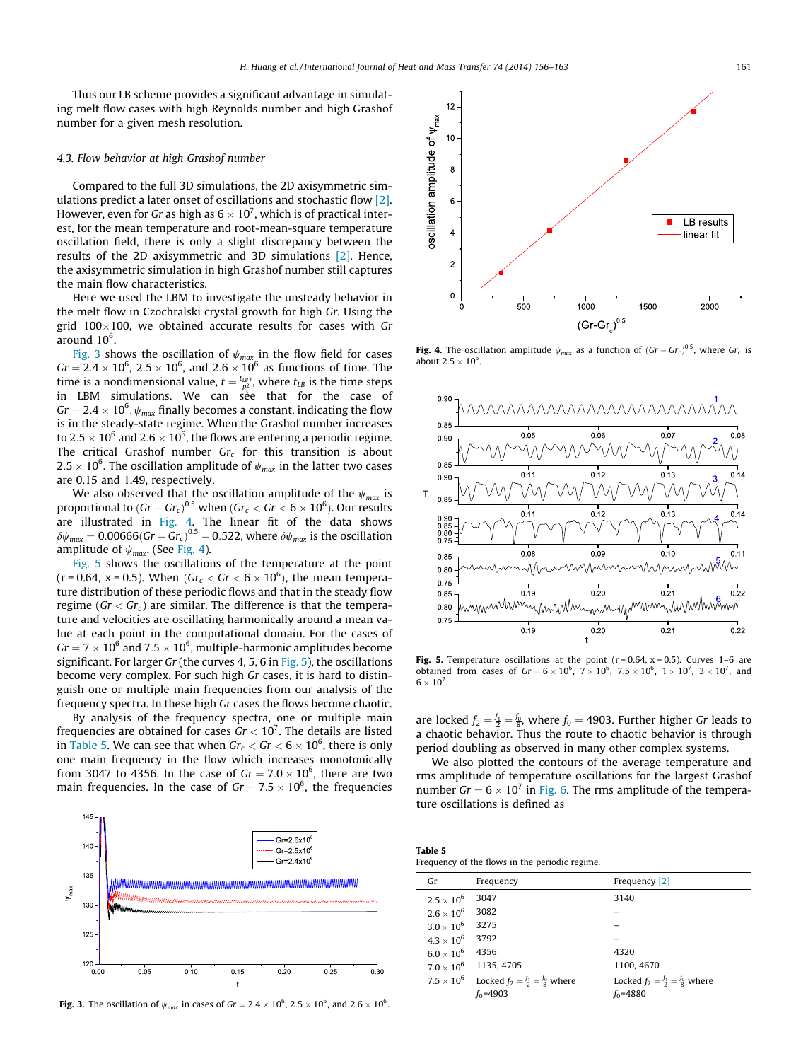Thus our LB scheme provides a significant advantage in simulating melt flow cases with high Reynolds number and high Grashof number for a given mesh resolution.

### 4.3. Flow behavior at high Grashof number

Compared to the full 3D simulations, the 2D axisymmetric simulations predict a later onset of oscillations and stochastic flow [2]. However, even for $Gr$ as high as $6 \times 10^7$, which is of practical interest, for the mean temperature and root-mean-square temperature oscillation field, there is only a slight discrepancy between the results of the 2D axisymmetric and 3D simulations [2]. Hence, the axisymmetric simulation in high Grashof number still captures the main flow characteristics.

Here we used the LBM to investigate the unsteady behavior in the melt flow in Czochralski crystal growth for high $Gr$. Using the grid 100×100, we obtained accurate results for cases with $Gr$ around $10^6$.

Fig. 3 shows the oscillation of $\psi_{max}$ in the flow field for cases $Gr = 2.4 \times 10^6$, $2.5 \times 10^6$, and $2.6 \times 10^6$ as functions of time. The time is a nondimensional value, $t = \frac{t_{LB}\nu}{R_c^2}$, where $t_{LB}$ is the time steps in LBM simulations. We can see that for the case of $Gr = 2.4 \times 10^6$, $\psi_{max}$ finally becomes a constant, indicating the flow is in the steady-state regime. When the Grashof number increases to $2.5 \times 10^6$ and $2.6 \times 10^6$, the flows are entering a periodic regime. The critical Grashof number $Gr_c$ for this transition is about $2.5 \times 10^6$. The oscillation amplitude of $\psi_{max}$ in the latter two cases are 0.15 and 1.49, respectively.

We also observed that the oscillation amplitude of the $\psi_{max}$ is proportional to $(Gr - Gr_c)^{0.5}$ when $(Gr_c < Gr < 6 \times 10^6)$. Our results are illustrated in Fig. 4. The linear fit of the data shows $\delta\psi_{max} = 0.00666(Gr - Gr_c)^{0.5} - 0.522$, where $\delta\psi_{max}$ is the oscillation amplitude of $\psi_{max}$. (See Fig. 4).

Fig. 5 shows the oscillations of the temperature at the point (r = 0.64, x = 0.5). When $(Gr_c < Gr < 6 \times 10^6)$, the mean temperature distribution of these periodic flows and that in the steady flow regime $(Gr < Gr_c)$ are similar. The difference is that the temperature and velocities are oscillating harmonically around a mean value at each point in the computational domain. For the cases of $Gr = 7 \times 10^6$ and $7.5 \times 10^6$, multiple-harmonic amplitudes become significant. For larger $Gr$ (the curves 4, 5, 6 in Fig. 5), the oscillations become very complex. For such high $Gr$ cases, it is hard to distinguish one or multiple main frequencies from our analysis of the frequency spectra. In these high $Gr$ cases the flows become chaotic.

By analysis of the frequency spectra, one or multiple main frequencies are obtained for cases $Gr < 10^7$. The details are listed in Table 5. We can see that when $Gr_c < Gr < 6 \times 10^6$, there is only one main frequency in the flow which increases monotonically from 3047 to 4356. In the case of $Gr = 7.0 \times 10^6$, there are two main frequencies. In the case of $Gr = 7.5 \times 10^6$, the frequencies are locked $f_2 = \frac{f_1}{2} = \frac{f_0}{8}$, where $f_0 = 4903$. Further higher $Gr$ leads to a chaotic behavior. Thus the route to chaotic behavior is through period doubling as observed in many other complex systems.

We also plotted the contours of the average temperature and rms amplitude of temperature oscillations for the largest Grashof number $Gr = 6 \times 10^7$ in Fig. 6. The rms amplitude of the temperature oscillations is defined as

**Fig. 3.** The oscillation of $\psi_{max}$ in cases of $Gr = 2.4 \times 10^6$, $2.5 \times 10^6$, and $2.6 \times 10^6$.

**Fig. 4.** The oscillation amplitude $\psi_{max}$ as a function of $(Gr - Gr_c)^{0.5}$, where $Gr_c$ is about $2.5 \times 10^6$.

**Fig. 5.** Temperature oscillations at the point (r = 0.64, x = 0.5). Curves 1–6 are obtained from cases of $Gr = 6 \times 10^6$, $7 \times 10^6$, $7.5 \times 10^6$, $1 \times 10^7$, $3 \times 10^7$, and $6 \times 10^7$.

**Table 5**
Frequency of the flows in the periodic regime.

| Gr | Frequency | Frequency [2] |
|---|---|---|
| $2.5 \times 10^6$ | 3047 | 3140 |
| $2.6 \times 10^6$ | 3082 | – |
| $3.0 \times 10^6$ | 3275 | – |
| $4.3 \times 10^6$ | 3792 | – |
| $6.0 \times 10^6$ | 4356 | 4320 |
| $7.0 \times 10^6$ | 1135, 4705 | 1100, 4670 |
| $7.5 \times 10^6$ | Locked $f_2 = \frac{f_1}{2} = \frac{f_0}{8}$ where $f_0$=4903 | Locked $f_2 = \frac{f_1}{2} = \frac{f_0}{8}$ where $f_0$=4880 |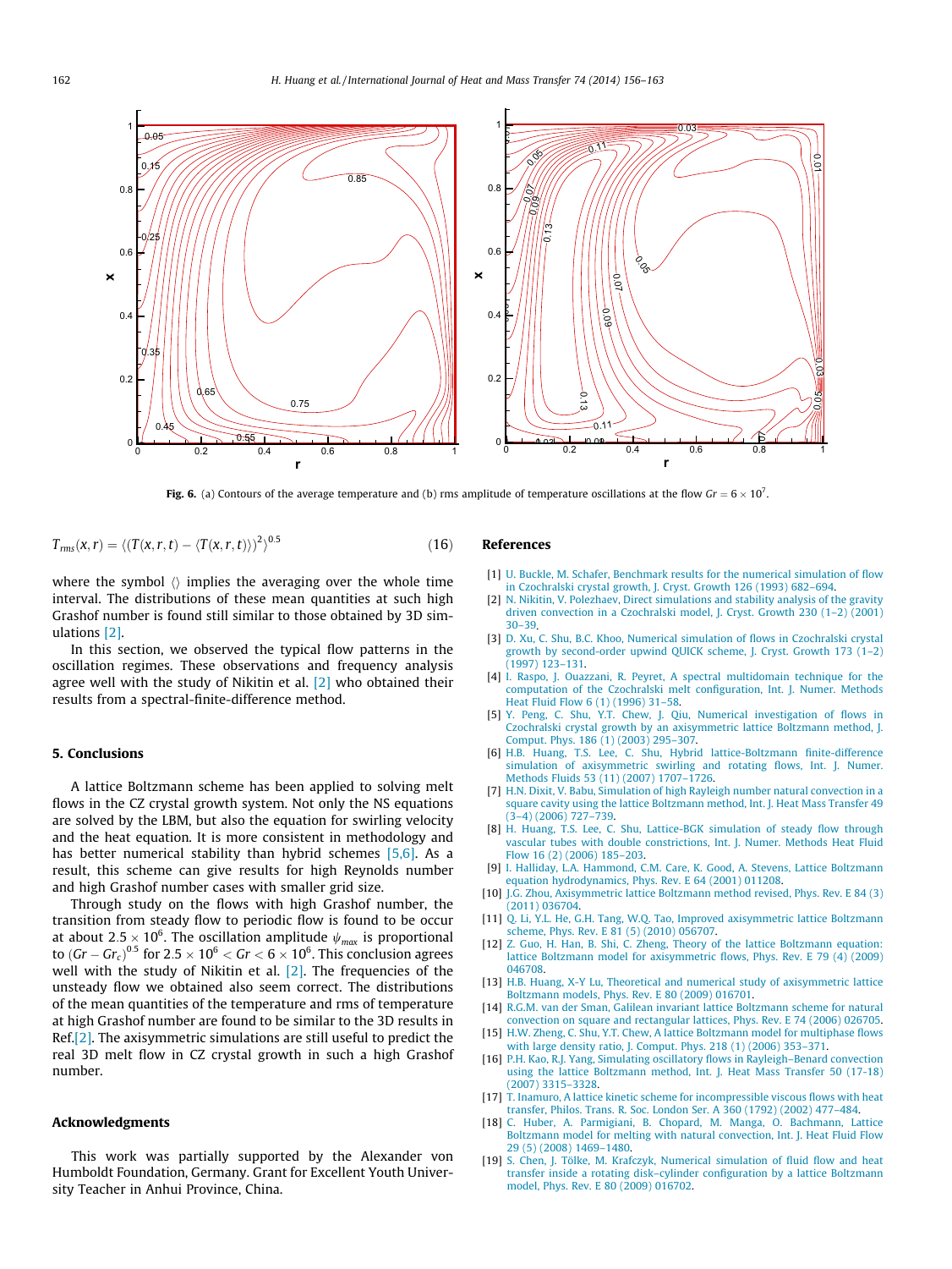Fig. 6. (a) Contours of the average temperature and (b) rms amplitude of temperature oscillations at the flow $Gr = 6 \times 10^7$.

$$T_{rms}(x,r) = \langle (T(x,r,t) - \langle T(x,r,t) \rangle)^2 \rangle^{0.5} \quad (16)$$

where the symbol $\langle\rangle$ implies the averaging over the whole time interval. The distributions of these mean quantities at such high Grashof number is found still similar to those obtained by 3D simulations [2].

In this section, we observed the typical flow patterns in the oscillation regimes. These observations and frequency analysis agree well with the study of Nikitin et al. [2] who obtained their results from a spectral-finite-difference method.

## 5. Conclusions

A lattice Boltzmann scheme has been applied to solving melt flows in the CZ crystal growth system. Not only the NS equations are solved by the LBM, but also the equation for swirling velocity and the heat equation. It is more consistent in methodology and has better numerical stability than hybrid schemes [5,6]. As a result, this scheme can give results for high Reynolds number and high Grashof number cases with smaller grid size.

Through study on the flows with high Grashof number, the transition from steady flow to periodic flow is found to be occur at about $2.5 \times 10^6$. The oscillation amplitude $\psi_{max}$ is proportional to $(Gr - Gr_c)^{0.5}$ for $2.5 \times 10^6 < Gr < 6 \times 10^6$. This conclusion agrees well with the study of Nikitin et al. [2]. The frequencies of the unsteady flow we obtained also seem correct. The distributions of the mean quantities of the temperature and rms of temperature at high Grashof number are found to be similar to the 3D results in Ref.[2]. The axisymmetric simulations are still useful to predict the real 3D melt flow in CZ crystal growth in such a high Grashof number.

## Acknowledgments

This work was partially supported by the Alexander von Humboldt Foundation, Germany. Grant for Excellent Youth University Teacher in Anhui Province, China.

## References

[1] U. Buckle, M. Schafer, Benchmark results for the numerical simulation of flow in Czochralski crystal growth, J. Cryst. Growth 126 (1993) 682–694.

[2] N. Nikitin, V. Polezhaev, Direct simulations and stability analysis of the gravity driven convection in a Czochralski model, J. Cryst. Growth 230 (1–2) (2001) 30–39.

[3] D. Xu, C. Shu, B.C. Khoo, Numerical simulation of flows in Czochralski crystal growth by second-order upwind QUICK scheme, J. Cryst. Growth 173 (1–2) (1997) 123–131.

[4] I. Raspo, J. Ouazzani, R. Peyret, A spectral multidomain technique for the computation of the Czochralski melt configuration, Int. J. Numer. Methods Heat Fluid Flow 6 (1) (1996) 31–58.

[5] Y. Peng, C. Shu, Y.T. Chew, J. Qiu, Numerical investigation of flows in Czochralski crystal growth by an axisymmetric lattice Boltzmann method, J. Comput. Phys. 186 (1) (2003) 295–307.

[6] H.B. Huang, T.S. Lee, C. Shu, Hybrid lattice-Boltzmann finite-difference simulation of axisymmetric swirling and rotating flows, Int. J. Numer. Methods Fluids 53 (11) (2007) 1707–1726.

[7] H.N. Dixit, V. Babu, Simulation of high Rayleigh number natural convection in a square cavity using the lattice Boltzmann method, Int. J. Heat Mass Transfer 49 (3–4) (2006) 727–739.

[8] H. Huang, T.S. Lee, C. Shu, Lattice-BGK simulation of steady flow through vascular tubes with double constrictions, Int. J. Numer. Methods Heat Fluid Flow 16 (2) (2006) 185–203.

[9] I. Halliday, L.A. Hammond, C.M. Care, K. Good, A. Stevens, Lattice Boltzmann equation hydrodynamics, Phys. Rev. E 64 (2001) 011208.

[10] J.G. Zhou, Axisymmetric lattice Boltzmann method revised, Phys. Rev. E 84 (3) (2011) 036704.

[11] Q. Li, Y.L. He, G.H. Tang, W.Q. Tao, Improved axisymmetric lattice Boltzmann scheme, Phys. Rev. E 81 (5) (2010) 056707.

[12] Z. Guo, H. Han, B. Shi, C. Zheng, Theory of the lattice Boltzmann equation: lattice Boltzmann model for axisymmetric flows, Phys. Rev. E 79 (4) (2009) 046708.

[13] H.B. Huang, X-Y Lu, Theoretical and numerical study of axisymmetric lattice Boltzmann models, Phys. Rev. E 80 (2009) 016701.

[14] R.G.M. van der Sman, Galilean invariant lattice Boltzmann scheme for natural convection on square and rectangular lattices, Phys. Rev. E 74 (2006) 026705.

[15] H.W. Zheng, C. Shu, Y.T. Chew, A lattice Boltzmann model for multiphase flows with large density ratio, J. Comput. Phys. 218 (1) (2006) 353–371.

[16] P.H. Kao, R.J. Yang, Simulating oscillatory flows in Rayleigh–Benard convection using the lattice Boltzmann method, Int. J. Heat Mass Transfer 50 (17-18) (2007) 3315–3328.

[17] T. Inamuro, A lattice kinetic scheme for incompressible viscous flows with heat transfer, Philos. Trans. R. Soc. London Ser. A 360 (1792) (2002) 477–484.

[18] C. Huber, A. Parmigiani, B. Chopard, M. Manga, O. Bachmann, Lattice Boltzmann model for melting with natural convection, Int. J. Heat Fluid Flow 29 (5) (2008) 1469–1480.

[19] S. Chen, J. Tölke, M. Krafczyk, Numerical simulation of fluid flow and heat transfer inside a rotating disk–cylinder configuration by a lattice Boltzmann model, Phys. Rev. E 80 (2009) 016702.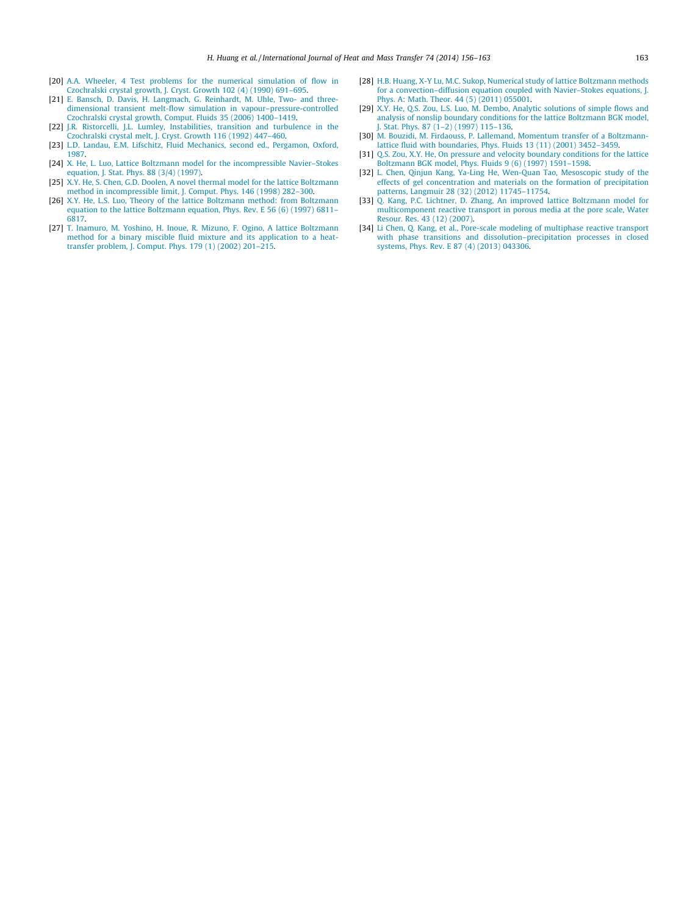[20] A.A. Wheeler, 4 Test problems for the numerical simulation of flow in Czochralski crystal growth, J. Cryst. Growth 102 (4) (1990) 691–695.

[21] E. Bansch, D. Davis, H. Langmach, G. Reinhardt, M. Uhle, Two- and three-dimensional transient melt-flow simulation in vapour–pressure-controlled Czochralski crystal growth, Comput. Fluids 35 (2006) 1400–1419.

[22] J.R. Ristorcelli, J.L. Lumley, Instabilities, transition and turbulence in the Czochralski crystal melt, J. Cryst. Growth 116 (1992) 447–460.

[23] L.D. Landau, E.M. Lifschitz, Fluid Mechanics, second ed., Pergamon, Oxford, 1987.

[24] X. He, L. Luo, Lattice Boltzmann model for the incompressible Navier–Stokes equation, J. Stat. Phys. 88 (3/4) (1997).

[25] X.Y. He, S. Chen, G.D. Doolen, A novel thermal model for the lattice Boltzmann method in incompressible limit, J. Comput. Phys. 146 (1998) 282–300.

[26] X.Y. He, L.S. Luo, Theory of the lattice Boltzmann method: from Boltzmann equation to the lattice Boltzmann equation, Phys. Rev. E 56 (6) (1997) 6811–6817.

[27] T. Inamuro, M. Yoshino, H. Inoue, R. Mizuno, F. Ogino, A lattice Boltzmann method for a binary miscible fluid mixture and its application to a heat-transfer problem, J. Comput. Phys. 179 (1) (2002) 201–215.

[28] H.B. Huang, X-Y Lu, M.C. Sukop, Numerical study of lattice Boltzmann methods for a convection–diffusion equation coupled with Navier–Stokes equations, J. Phys. A: Math. Theor. 44 (5) (2011) 055001.

[29] X.Y. He, Q.S. Zou, L.S. Luo, M. Dembo, Analytic solutions of simple flows and analysis of nonslip boundary conditions for the lattice Boltzmann BGK model, J. Stat. Phys. 87 (1–2) (1997) 115–136.

[30] M. Bouzidi, M. Firdaouss, P. Lallemand, Momentum transfer of a Boltzmann-lattice fluid with boundaries, Phys. Fluids 13 (11) (2001) 3452–3459.

[31] Q.S. Zou, X.Y. He, On pressure and velocity boundary conditions for the lattice Boltzmann BGK model, Phys. Fluids 9 (6) (1997) 1591–1598.

[32] L. Chen, Qinjun Kang, Ya-Ling He, Wen-Quan Tao, Mesoscopic study of the effects of gel concentration and materials on the formation of precipitation patterns, Langmuir 28 (32) (2012) 11745–11754.

[33] Q. Kang, P.C. Lichtner, D. Zhang, An improved lattice Boltzmann model for multicomponent reactive transport in porous media at the pore scale, Water Resour. Res. 43 (12) (2007).

[34] Li Chen, Q. Kang, et al., Pore-scale modeling of multiphase reactive transport with phase transitions and dissolution–precipitation processes in closed systems, Phys. Rev. E 87 (4) (2013) 043306.